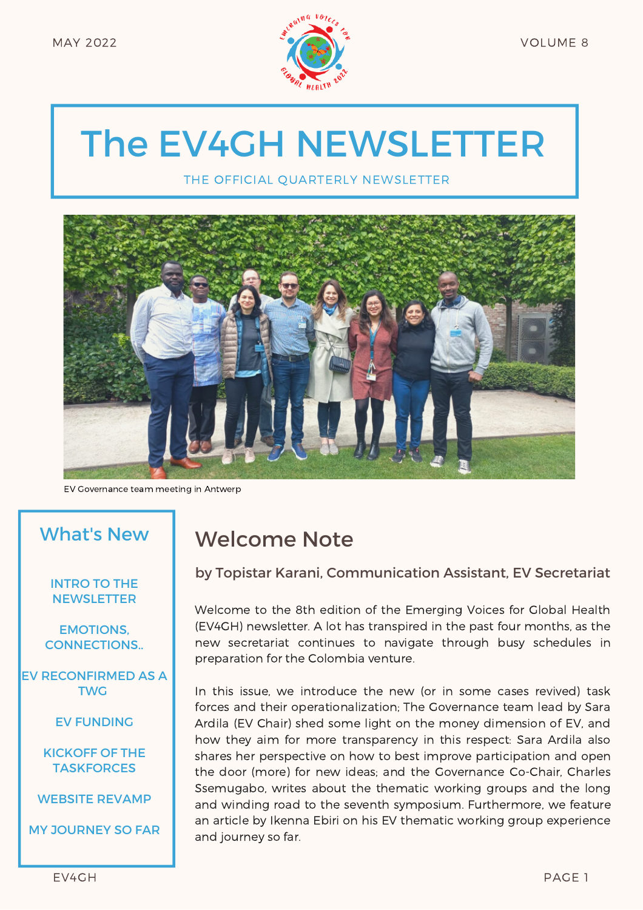MAY 2022 VOLUME 8

# The EV4GH NEWSLETTER

THE OFFICIAL QUARTERLY NEWSLETTER

EV Governance team meeting in Antwerp

## What's New

INTRO TO THE NEWSLETTER

EMOTIONS, CONNECTIONS..

EV RECONFIRMED AS A TWG

EV FUNDING

KICKOFF OF THE TASKFORCES

WEBSITE REVAMP

MY JOURNEY SO FAR

## Welcome Note

### by Topistar Karani, Communication Assistant, EV Secretariat

Welcome to the 8th edition of the Emerging Voices for Global Health (EV4GH) newsletter. A lot has transpired in the past four months, as the new secretariat continues to navigate through busy schedules in preparation for the Colombia venture.

In this issue, we introduce the new (or in some cases revived) task forces and their operationalization; The Governance team lead by Sara Ardila (EV Chair) shed some light on the money dimension of EV, and how they aim for more transparency in this respect: Sara Ardila also shares her perspective on how to best improve participation and open the door (more) for new ideas; and the Governance Co-Chair, Charles Ssemugabo, writes about the thematic working groups and the long and winding road to the seventh symposium. Furthermore, we feature an article by Ikenna Ebiri on his EV thematic working group experience and journey so far.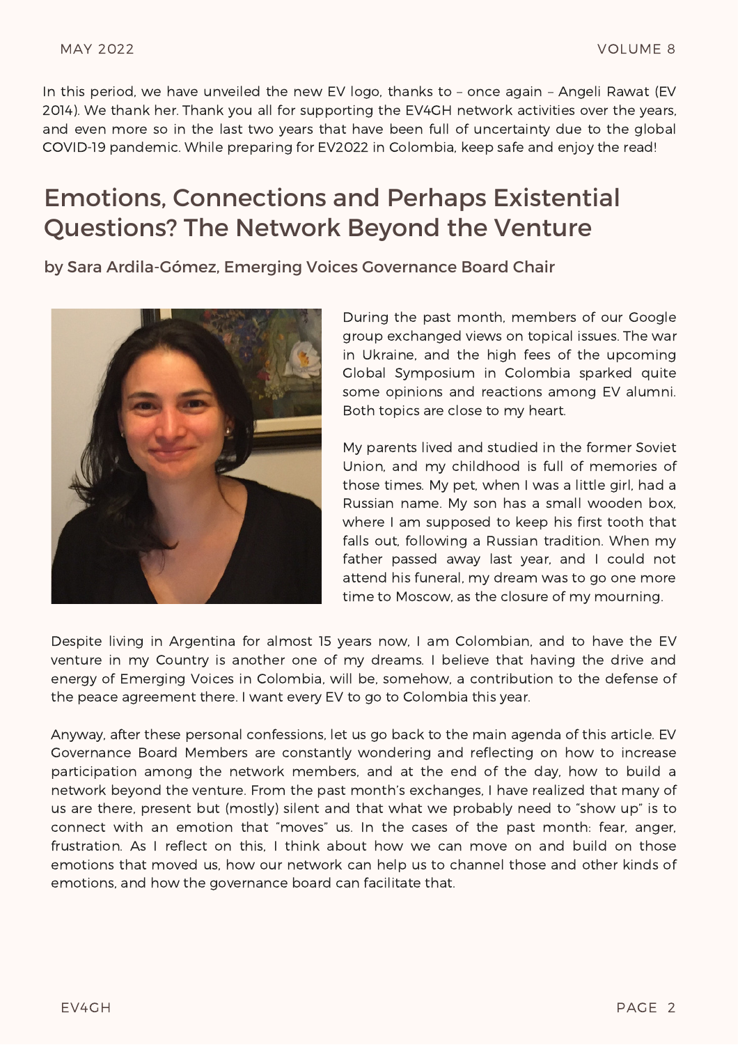In this period, we have unveiled the new EV logo, thanks to – once again – Angeli Rawat (EV 2014). We thank her. Thank you all for supporting the EV4GH network activities over the years, and even more so in the last two years that have been full of uncertainty due to the global COVID-19 pandemic. While preparing for EV2022 in Colombia, keep safe and enjoy the read!

## Emotions, Connections and Perhaps Existential Questions? The Network Beyond the Venture

### by Sara Ardila-Gómez, Emerging Voices Governance Board Chair

During the past month, members of our Google group exchanged views on topical issues. The war in Ukraine, and the high fees of the upcoming Global Symposium in Colombia sparked quite some opinions and reactions among EV alumni. Both topics are close to my heart.

My parents lived and studied in the former Soviet Union, and my childhood is full of memories of those times. My pet, when I was a little girl, had a Russian name. My son has a small wooden box, where I am supposed to keep his first tooth that falls out, following a Russian tradition. When my father passed away last year, and I could not attend his funeral, my dream was to go one more time to Moscow, as the closure of my mourning.

Despite living in Argentina for almost 15 years now, I am Colombian, and to have the EV venture in my Country is another one of my dreams. I believe that having the drive and energy of Emerging Voices in Colombia, will be, somehow, a contribution to the defense of the peace agreement there. I want every EV to go to Colombia this year.

Anyway, after these personal confessions, let us go back to the main agenda of this article. EV Governance Board Members are constantly wondering and reflecting on how to increase participation among the network members, and at the end of the day, how to build a network beyond the venture. From the past month's exchanges, I have realized that many of us are there, present but (mostly) silent and that what we probably need to "show up" is to connect with an emotion that "moves" us. In the cases of the past month: fear, anger, frustration. As I reflect on this, I think about how we can move on and build on those emotions that moved us, how our network can help us to channel those and other kinds of emotions, and how the governance board can facilitate that.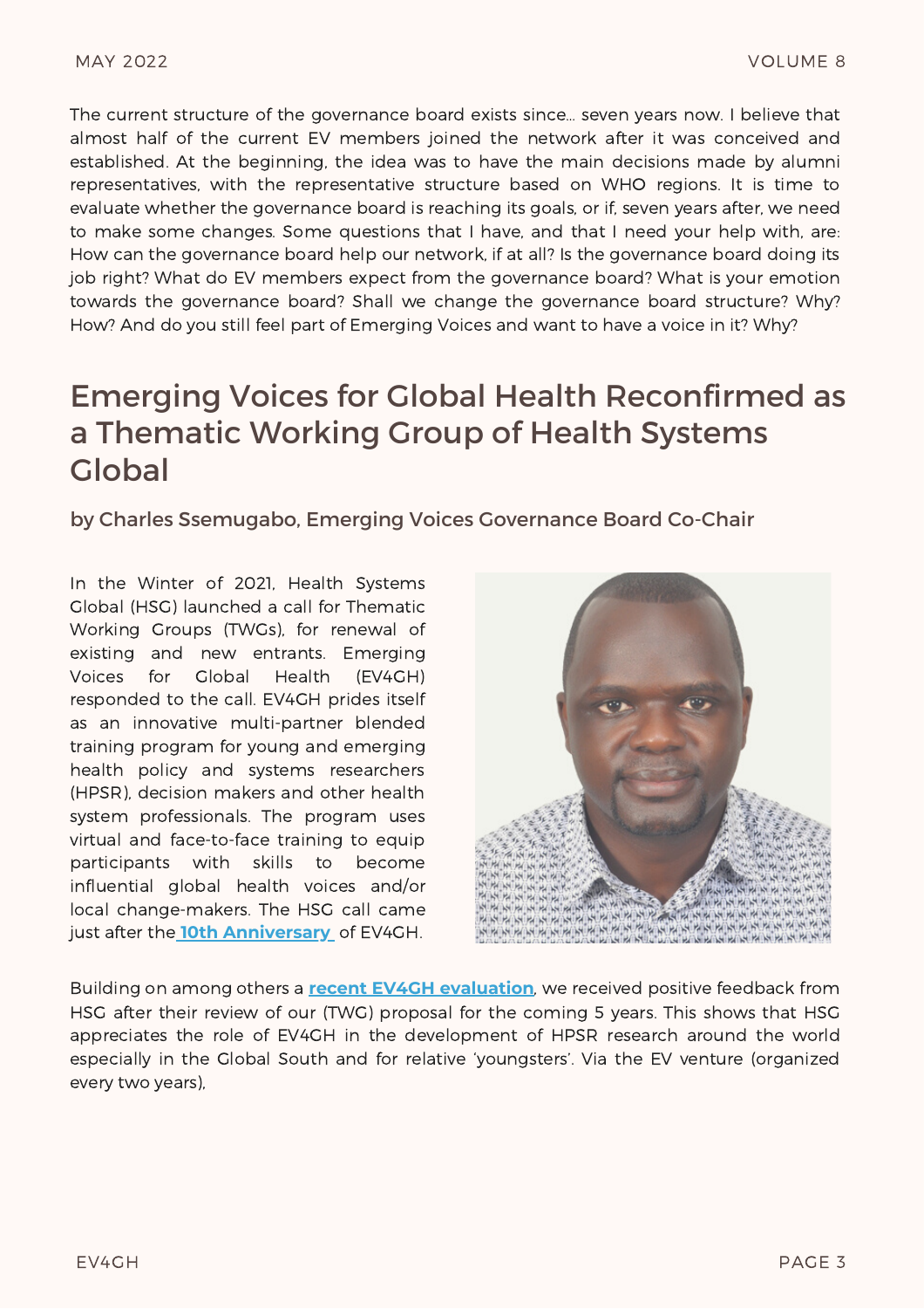The current structure of the governance board exists since... seven years now. I believe that almost half of the current EV members joined the network after it was conceived and established. At the beginning, the idea was to have the main decisions made by alumni representatives, with the representative structure based on WHO regions. It is time to evaluate whether the governance board is reaching its goals, or if, seven years after, we need to make some changes. Some questions that I have, and that I need your help with, are: How can the governance board help our network, if at all? Is the governance board doing its job right? What do EV members expect from the governance board? What is your emotion towards the governance board? Shall we change the governance board structure? Why? How? And do you still feel part of Emerging Voices and want to have a voice in it? Why?

## Emerging Voices for Global Health Reconfirmed as a Thematic Working Group of Health Systems Global

### by Charles Ssemugabo, Emerging Voices Governance Board Co-Chair

In the Winter of 2021, Health Systems Global (HSG) launched a call for Thematic Working Groups (TWGs), for renewal of existing and new entrants. Emerging Voices for Global Health (EV4GH) responded to the call. EV4GH prides itself as an innovative multi-partner blended training program for young and emerging health policy and systems researchers (HPSR), decision makers and other health system professionals. The program uses virtual and face-to-face training to equip participants with skills to become influential global health voices and/or local change-makers. The HSG call came just after the **10th Anniversary** of EV4GH.

Building on among others a **recent EV4GH evaluation**, we received positive feedback from HSG after their review of our (TWG) proposal for the coming 5 years. This shows that HSG appreciates the role of EV4GH in the development of HPSR research around the world especially in the Global South and for relative 'youngsters'. Via the EV venture (organized every two years),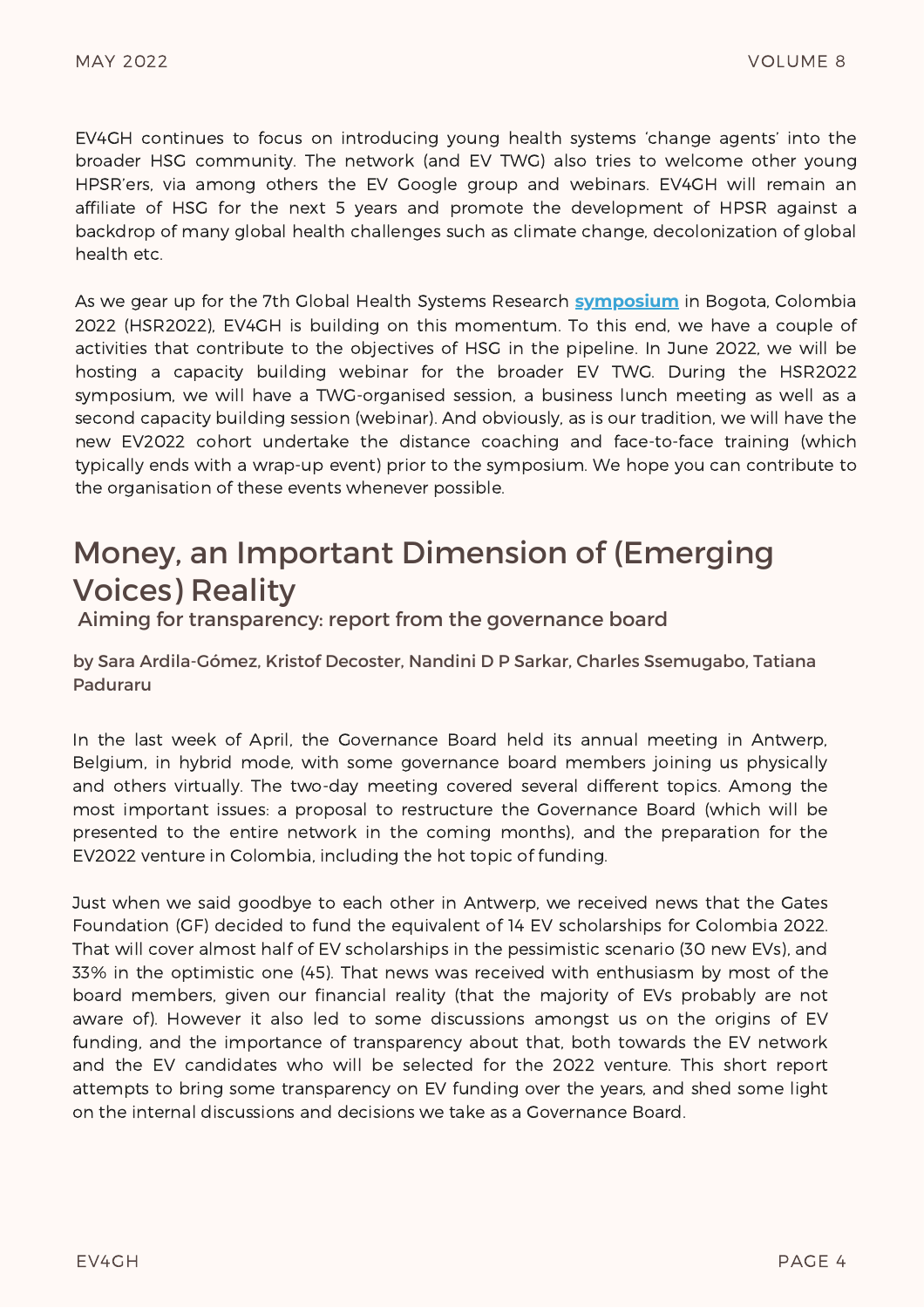EV4GH continues to focus on introducing young health systems 'change agents' into the broader HSG community. The network (and EV TWG) also tries to welcome other young HPSR'ers, via among others the EV Google group and webinars. EV4GH will remain an affiliate of HSG for the next 5 years and promote the development of HPSR against a backdrop of many global health challenges such as climate change, decolonization of global health etc.

As we gear up for the 7th Global Health Systems Research **symposium** in Bogota, Colombia 2022 (HSR2022), EV4GH is building on this momentum. To this end, we have a couple of activities that contribute to the objectives of HSG in the pipeline. In June 2022, we will be hosting a capacity building webinar for the broader EV TWG. During the HSR2022 symposium, we will have a TWG-organised session, a business lunch meeting as well as a second capacity building session (webinar). And obviously, as is our tradition, we will have the new EV2022 cohort undertake the distance coaching and face-to-face training (which typically ends with a wrap-up event) prior to the symposium. We hope you can contribute to the organisation of these events whenever possible.

# Money, an Important Dimension of (Emerging Voices) Reality

## Aiming for transparency: report from the governance board

**by Sara Ardila-Gómez, Kristof Decoster, Nandini D P Sarkar, Charles Ssemugabo, Tatiana Paduraru**

In the last week of April, the Governance Board held its annual meeting in Antwerp, Belgium, in hybrid mode, with some governance board members joining us physically and others virtually. The two-day meeting covered several different topics. Among the most important issues: a proposal to restructure the Governance Board (which will be presented to the entire network in the coming months), and the preparation for the EV2022 venture in Colombia, including the hot topic of funding.

Just when we said goodbye to each other in Antwerp, we received news that the Gates Foundation (GF) decided to fund the equivalent of 14 EV scholarships for Colombia 2022. That will cover almost half of EV scholarships in the pessimistic scenario (30 new EVs), and 33% in the optimistic one (45). That news was received with enthusiasm by most of the board members, given our financial reality (that the majority of EVs probably are not aware of). However it also led to some discussions amongst us on the origins of EV funding, and the importance of transparency about that, both towards the EV network and the EV candidates who will be selected for the 2022 venture. This short report attempts to bring some transparency on EV funding over the years, and shed some light on the internal discussions and decisions we take as a Governance Board.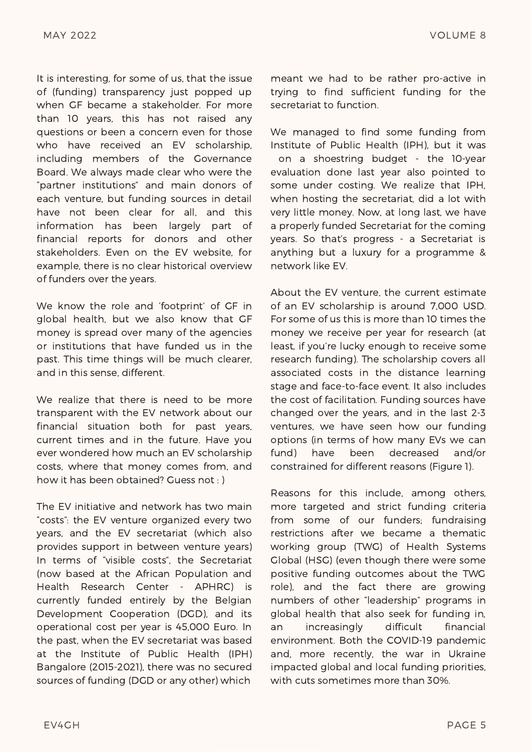It is interesting, for some of us, that the issue of (funding) transparency just popped up when GF became a stakeholder. For more than 10 years, this has not raised any questions or been a concern even for those who have received an EV scholarship, including members of the Governance Board. We always made clear who were the "partner institutions" and main donors of each venture, but funding sources in detail have not been clear for all, and this information has been largely part of financial reports for donors and other stakeholders. Even on the EV website, for example, there is no clear historical overview of funders over the years.

We know the role and 'footprint' of GF in global health, but we also know that GF money is spread over many of the agencies or institutions that have funded us in the past. This time things will be much clearer, and in this sense, different.

We realize that there is need to be more transparent with the EV network about our financial situation both for past years, current times and in the future. Have you ever wondered how much an EV scholarship costs, where that money comes from, and how it has been obtained? Guess not : )

The EV initiative and network has two main "costs": the EV venture organized every two years, and the EV secretariat (which also provides support in between venture years) In terms of "visible costs", the Secretariat (now based at the African Population and Health Research Center - APHRC) is currently funded entirely by the Belgian Development Cooperation (DGD), and its operational cost per year is 45,000 Euro. In the past, when the EV secretariat was based at the Institute of Public Health (IPH) Bangalore (2015-2021), there was no secured sources of funding (DGD or any other) which meant we had to be rather pro-active in trying to find sufficient funding for the secretariat to function.

We managed to find some funding from Institute of Public Health (IPH), but it was on a shoestring budget - the 10-year evaluation done last year also pointed to some under costing. We realize that IPH, when hosting the secretariat, did a lot with very little money. Now, at long last, we have a properly funded Secretariat for the coming years. So that's progress - a Secretariat is anything but a luxury for a programme & network like EV.

About the EV venture, the current estimate of an EV scholarship is around 7,000 USD. For some of us this is more than 10 times the money we receive per year for research (at least, if you're lucky enough to receive some research funding). The scholarship covers all associated costs in the distance learning stage and face-to-face event. It also includes the cost of facilitation. Funding sources have changed over the years, and in the last 2-3 ventures, we have seen how our funding options (in terms of how many EVs we can fund) have been decreased and/or constrained for different reasons (Figure 1).

Reasons for this include, among others, more targeted and strict funding criteria from some of our funders; fundraising restrictions after we became a thematic working group (TWG) of Health Systems Global (HSG) (even though there were some positive funding outcomes about the TWG role), and the fact there are growing numbers of other "leadership" programs in global health that also seek for funding in, an increasingly difficult financial environment. Both the COVID-19 pandemic and, more recently, the war in Ukraine impacted global and local funding priorities, with cuts sometimes more than 30%.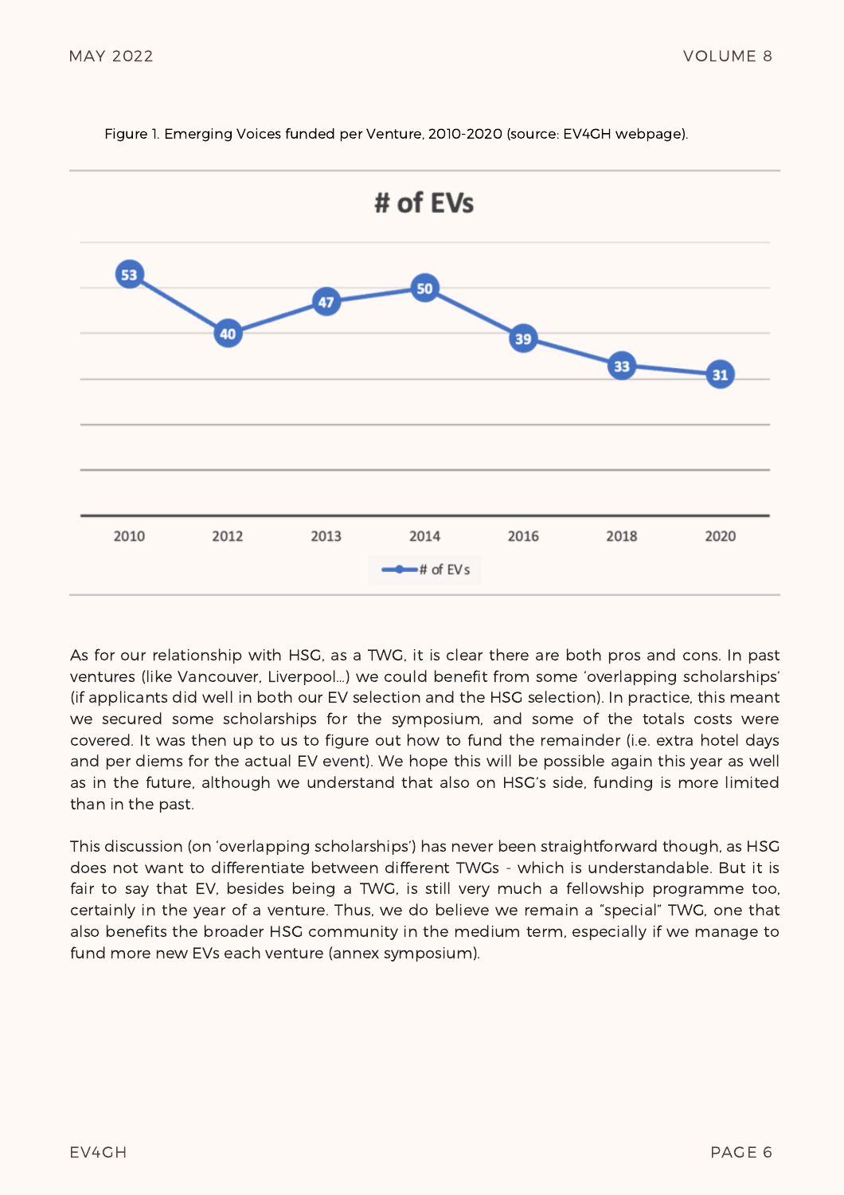Figure 1. Emerging Voices funded per Venture, 2010-2020 (source: EV4GH webpage).

| Year | # of EVs |
|---|---|
| 2010 | 53 |
| 2012 | 40 |
| 2013 | 47 |
| 2014 | 50 |
| 2016 | 39 |
| 2018 | 33 |
| 2020 | 31 |

As for our relationship with HSG, as a TWG, it is clear there are both pros and cons. In past ventures (like Vancouver, Liverpool…) we could benefit from some 'overlapping scholarships' (if applicants did well in both our EV selection and the HSG selection). In practice, this meant we secured some scholarships for the symposium, and some of the totals costs were covered. It was then up to us to figure out how to fund the remainder (i.e. extra hotel days and per diems for the actual EV event). We hope this will be possible again this year as well as in the future, although we understand that also on HSG's side, funding is more limited than in the past.

This discussion (on 'overlapping scholarships') has never been straightforward though, as HSG does not want to differentiate between different TWGs - which is understandable. But it is fair to say that EV, besides being a TWG, is still very much a fellowship programme too, certainly in the year of a venture. Thus, we do believe we remain a "special" TWG, one that also benefits the broader HSG community in the medium term, especially if we manage to fund more new EVs each venture (annex symposium).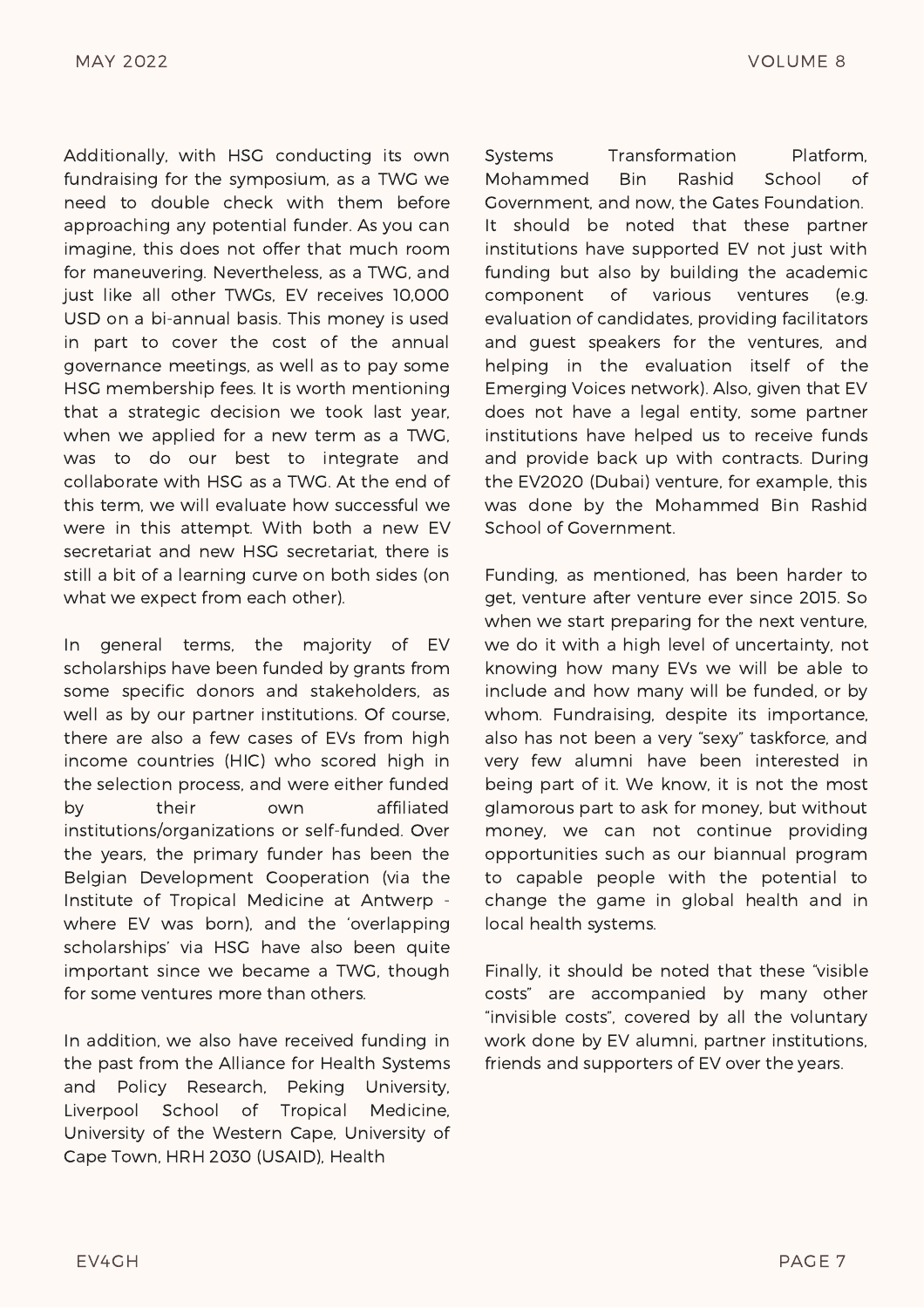Additionally, with HSG conducting its own fundraising for the symposium, as a TWG we need to double check with them before approaching any potential funder. As you can imagine, this does not offer that much room for maneuvering. Nevertheless, as a TWG, and just like all other TWGs, EV receives 10,000 USD on a bi-annual basis. This money is used in part to cover the cost of the annual governance meetings, as well as to pay some HSG membership fees. It is worth mentioning that a strategic decision we took last year, when we applied for a new term as a TWG, was to do our best to integrate and collaborate with HSG as a TWG. At the end of this term, we will evaluate how successful we were in this attempt. With both a new EV secretariat and new HSG secretariat, there is still a bit of a learning curve on both sides (on what we expect from each other).

In general terms, the majority of EV scholarships have been funded by grants from some specific donors and stakeholders, as well as by our partner institutions. Of course, there are also a few cases of EVs from high income countries (HIC) who scored high in the selection process, and were either funded by their own affiliated institutions/organizations or self-funded. Over the years, the primary funder has been the Belgian Development Cooperation (via the Institute of Tropical Medicine at Antwerp - where EV was born), and the 'overlapping scholarships' via HSG have also been quite important since we became a TWG, though for some ventures more than others.

In addition, we also have received funding in the past from the Alliance for Health Systems and Policy Research, Peking University, Liverpool School of Tropical Medicine, University of the Western Cape, University of Cape Town, HRH 2030 (USAID), Health Systems Transformation Platform, Mohammed Bin Rashid School of Government, and now, the Gates Foundation. It should be noted that these partner institutions have supported EV not just with funding but also by building the academic component of various ventures (e.g. evaluation of candidates, providing facilitators and guest speakers for the ventures, and helping in the evaluation itself of the Emerging Voices network). Also, given that EV does not have a legal entity, some partner institutions have helped us to receive funds and provide back up with contracts. During the EV2020 (Dubai) venture, for example, this was done by the Mohammed Bin Rashid School of Government.

Funding, as mentioned, has been harder to get, venture after venture ever since 2015. So when we start preparing for the next venture, we do it with a high level of uncertainty, not knowing how many EVs we will be able to include and how many will be funded, or by whom. Fundraising, despite its importance, also has not been a very "sexy" taskforce, and very few alumni have been interested in being part of it. We know, it is not the most glamorous part to ask for money, but without money, we can not continue providing opportunities such as our biannual program to capable people with the potential to change the game in global health and in local health systems.

Finally, it should be noted that these "visible costs" are accompanied by many other "invisible costs", covered by all the voluntary work done by EV alumni, partner institutions, friends and supporters of EV over the years.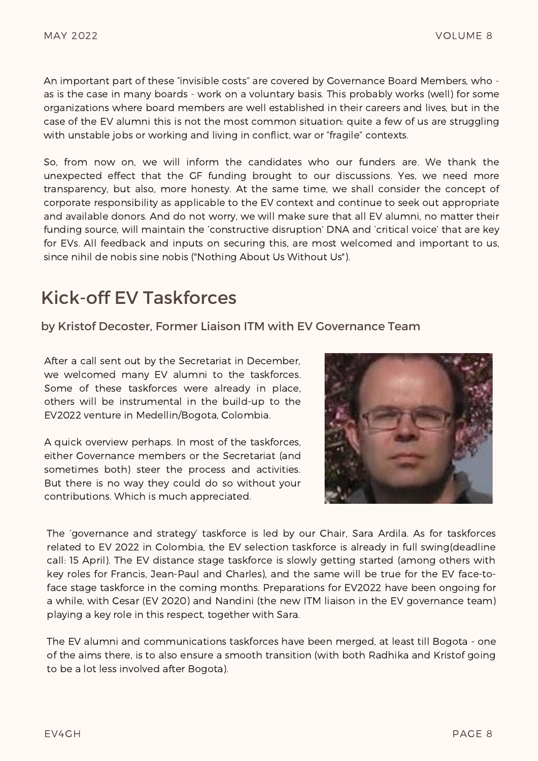An important part of these "invisible costs" are covered by Governance Board Members, who - as is the case in many boards - work on a voluntary basis. This probably works (well) for some organizations where board members are well established in their careers and lives, but in the case of the EV alumni this is not the most common situation: quite a few of us are struggling with unstable jobs or working and living in conflict, war or "fragile" contexts.

So, from now on, we will inform the candidates who our funders are. We thank the unexpected effect that the GF funding brought to our discussions. Yes, we need more transparency, but also, more honesty. At the same time, we shall consider the concept of corporate responsibility as applicable to the EV context and continue to seek out appropriate and available donors. And do not worry, we will make sure that all EV alumni, no matter their funding source, will maintain the 'constructive disruption' DNA and 'critical voice' that are key for EVs. All feedback and inputs on securing this, are most welcomed and important to us, since nihil de nobis sine nobis ("Nothing About Us Without Us").

## Kick-off EV Taskforces

### by Kristof Decoster, Former Liaison ITM with EV Governance Team

After a call sent out by the Secretariat in December, we welcomed many EV alumni to the taskforces. Some of these taskforces were already in place, others will be instrumental in the build-up to the EV2022 venture in Medellin/Bogota, Colombia.

A quick overview perhaps. In most of the taskforces, either Governance members or the Secretariat (and sometimes both) steer the process and activities. But there is no way they could do so without your contributions. Which is much appreciated.

The 'governance and strategy' taskforce is led by our Chair, Sara Ardila. As for taskforces related to EV 2022 in Colombia, the EV selection taskforce is already in full swing(deadline call: 15 April). The EV distance stage taskforce is slowly getting started (among others with key roles for Francis, Jean-Paul and Charles), and the same will be true for the EV face-to-face stage taskforce in the coming months. Preparations for EV2022 have been ongoing for a while, with Cesar (EV 2020) and Nandini (the new ITM liaison in the EV governance team) playing a key role in this respect, together with Sara.

The EV alumni and communications taskforces have been merged, at least till Bogota - one of the aims there, is to also ensure a smooth transition (with both Radhika and Kristof going to be a lot less involved after Bogota).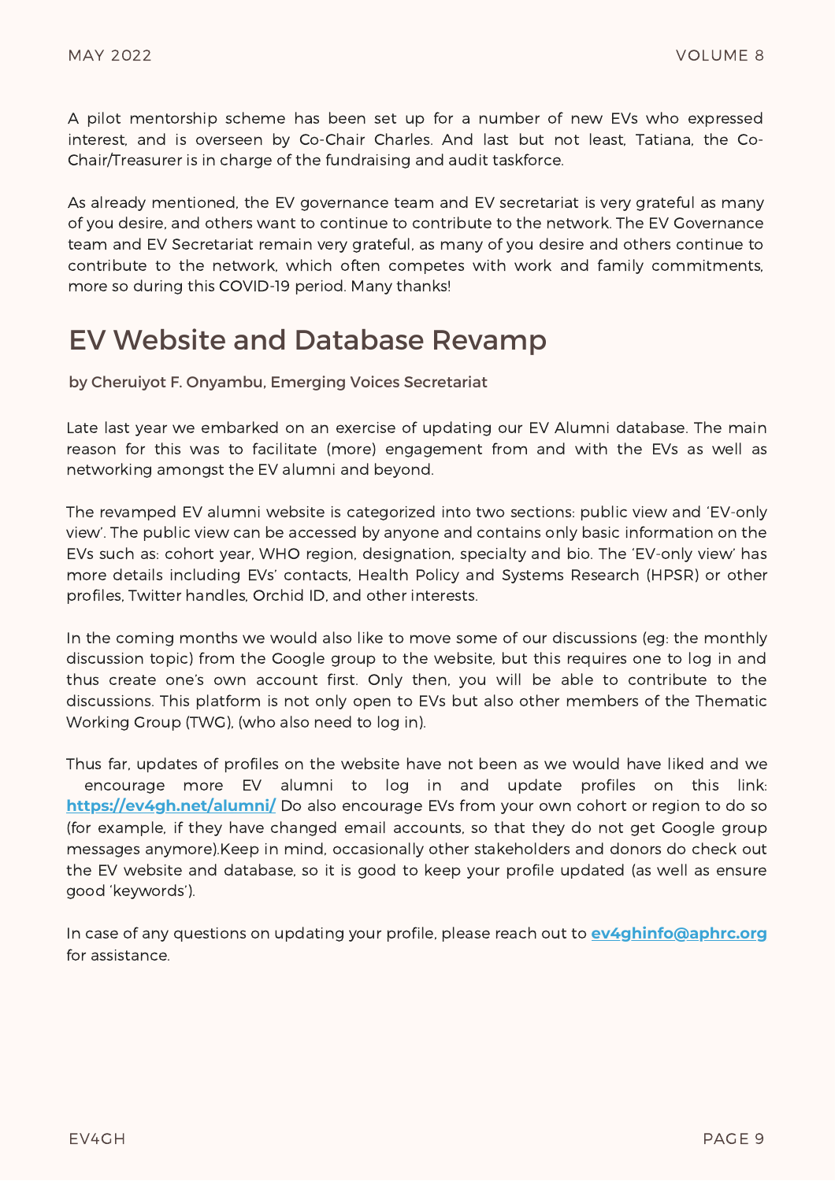A pilot mentorship scheme has been set up for a number of new EVs who expressed interest, and is overseen by Co-Chair Charles. And last but not least, Tatiana, the Co-Chair/Treasurer is in charge of the fundraising and audit taskforce.

As already mentioned, the EV governance team and EV secretariat is very grateful as many of you desire, and others want to continue to contribute to the network. The EV Governance team and EV Secretariat remain very grateful, as many of you desire and others continue to contribute to the network, which often competes with work and family commitments, more so during this COVID-19 period. Many thanks!

# EV Website and Database Revamp

**by Cheruiyot F. Onyambu, Emerging Voices Secretariat**

Late last year we embarked on an exercise of updating our EV Alumni database. The main reason for this was to facilitate (more) engagement from and with the EVs as well as networking amongst the EV alumni and beyond.

The revamped EV alumni website is categorized into two sections: public view and 'EV-only view'. The public view can be accessed by anyone and contains only basic information on the EVs such as: cohort year, WHO region, designation, specialty and bio. The 'EV-only view' has more details including EVs' contacts, Health Policy and Systems Research (HPSR) or other profiles, Twitter handles, Orchid ID, and other interests.

In the coming months we would also like to move some of our discussions (eg: the monthly discussion topic) from the Google group to the website, but this requires one to log in and thus create one's own account first. Only then, you will be able to contribute to the discussions. This platform is not only open to EVs but also other members of the Thematic Working Group (TWG), (who also need to log in).

Thus far, updates of profiles on the website have not been as we would have liked and we encourage more EV alumni to log in and update profiles on this link: **https://ev4gh.net/alumni/** Do also encourage EVs from your own cohort or region to do so (for example, if they have changed email accounts, so that they do not get Google group messages anymore).Keep in mind, occasionally other stakeholders and donors do check out the EV website and database, so it is good to keep your profile updated (as well as ensure good 'keywords').

In case of any questions on updating your profile, please reach out to **ev4ghinfo@aphrc.org** for assistance.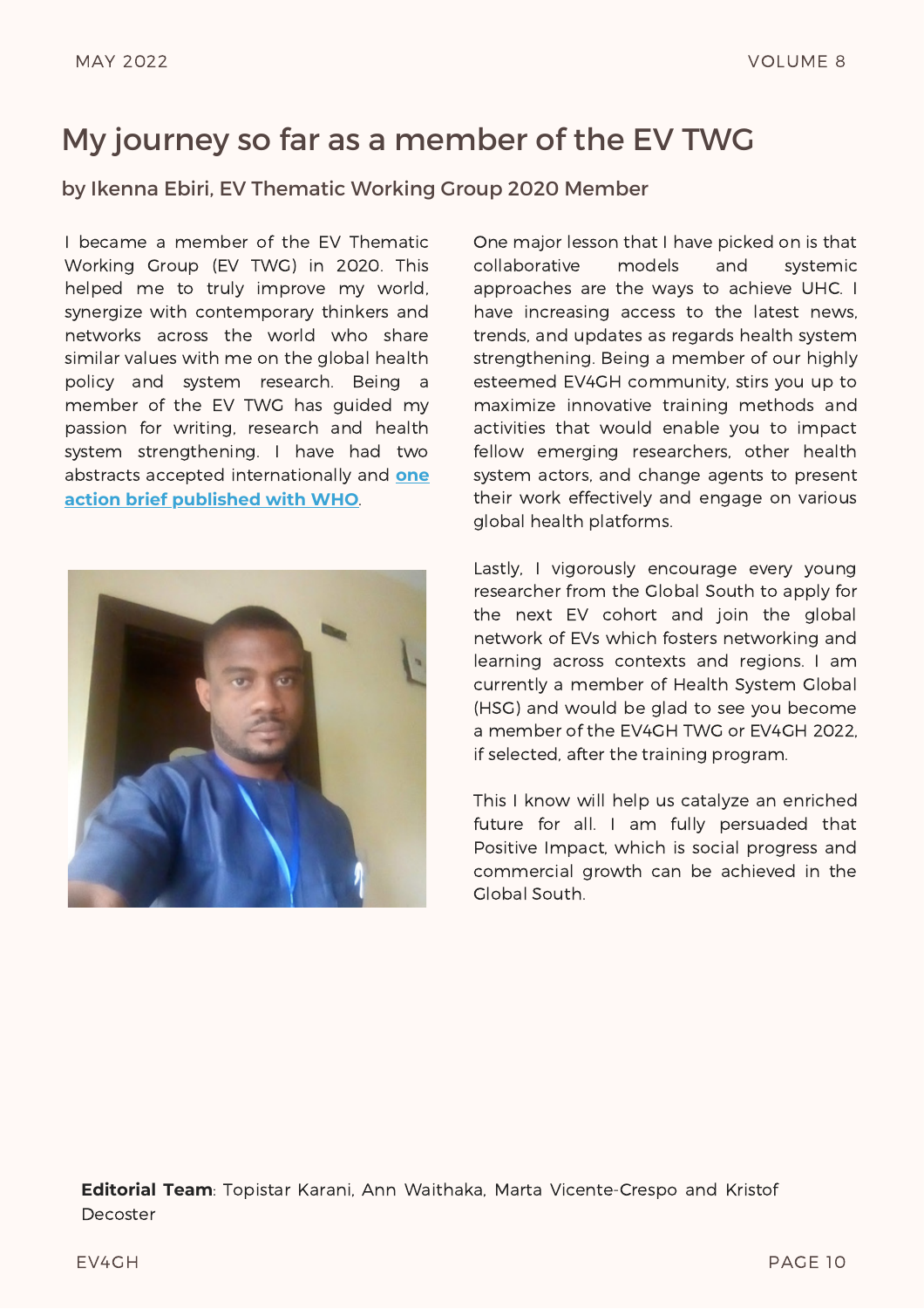# My journey so far as a member of the EV TWG

### by Ikenna Ebiri, EV Thematic Working Group 2020 Member

I became a member of the EV Thematic Working Group (EV TWG) in 2020. This helped me to truly improve my world, synergize with contemporary thinkers and networks across the world who share similar values with me on the global health policy and system research. Being a member of the EV TWG has guided my passion for writing, research and health system strengthening. I have had two abstracts accepted internationally and **one action brief published with WHO**.

One major lesson that I have picked on is that collaborative models and systemic approaches are the ways to achieve UHC. I have increasing access to the latest news, trends, and updates as regards health system strengthening. Being a member of our highly esteemed EV4GH community, stirs you up to maximize innovative training methods and activities that would enable you to impact fellow emerging researchers, other health system actors, and change agents to present their work effectively and engage on various global health platforms.

Lastly, I vigorously encourage every young researcher from the Global South to apply for the next EV cohort and join the global network of EVs which fosters networking and learning across contexts and regions. I am currently a member of Health System Global (HSG) and would be glad to see you become a member of the EV4GH TWG or EV4GH 2022, if selected, after the training program.

This I know will help us catalyze an enriched future for all. I am fully persuaded that Positive Impact, which is social progress and commercial growth can be achieved in the Global South.

**Editorial Team**: Topistar Karani, Ann Waithaka, Marta Vicente-Crespo and Kristof Decoster